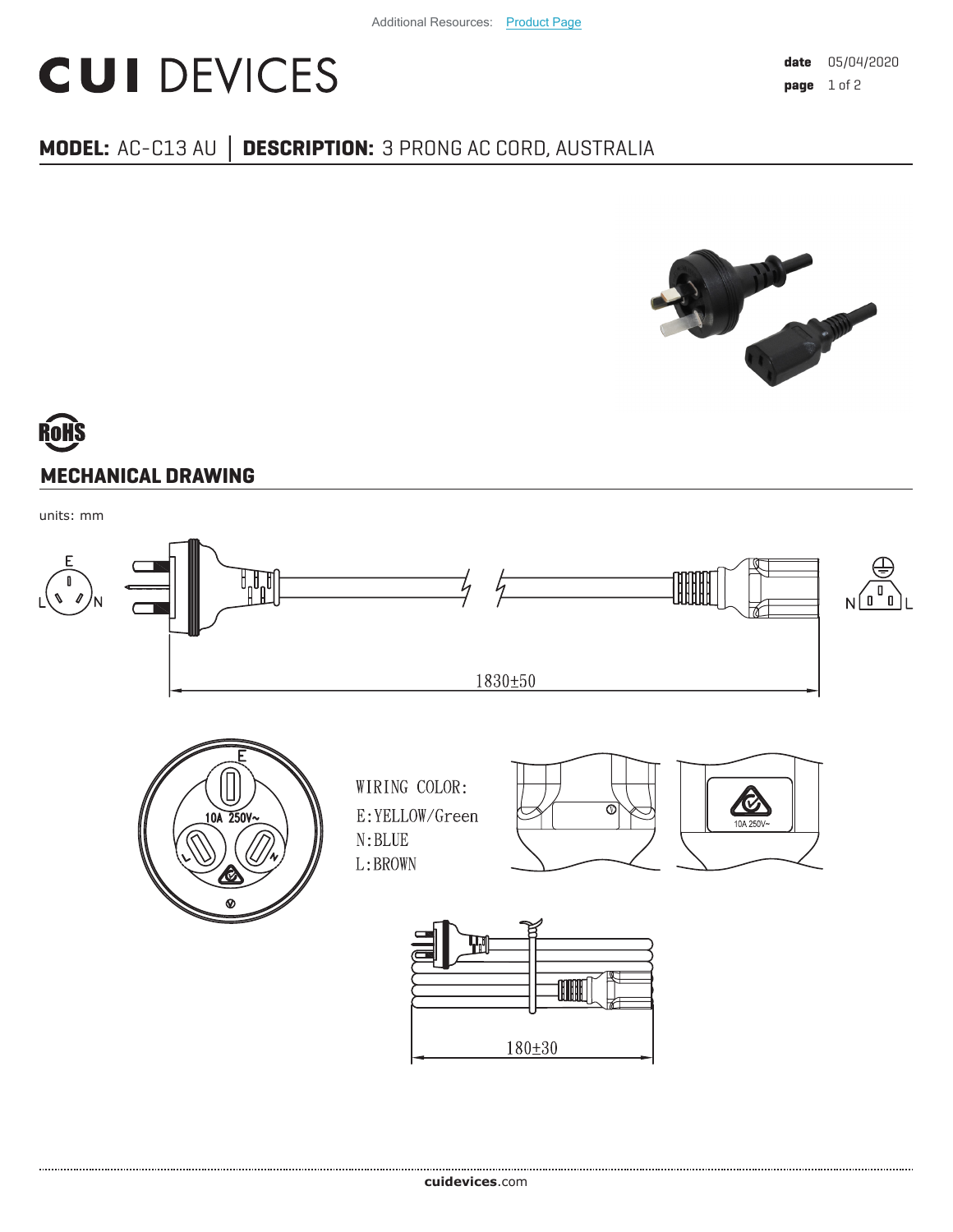Additional Resources: Product Page

# CUI DEVICES

**date** 05/04/2020

**MODEL:** AC-C13 AU | **DESCRIPTION:** 3 PRONG AC CORD, AUSTRALIA

RoHS

## MECHANICAL DRAWING

units: mm

1830±50

WIRING COLOR:
E:YELLOW/Green
N:BLUE
L:BROWN

180±30

cuidevices.com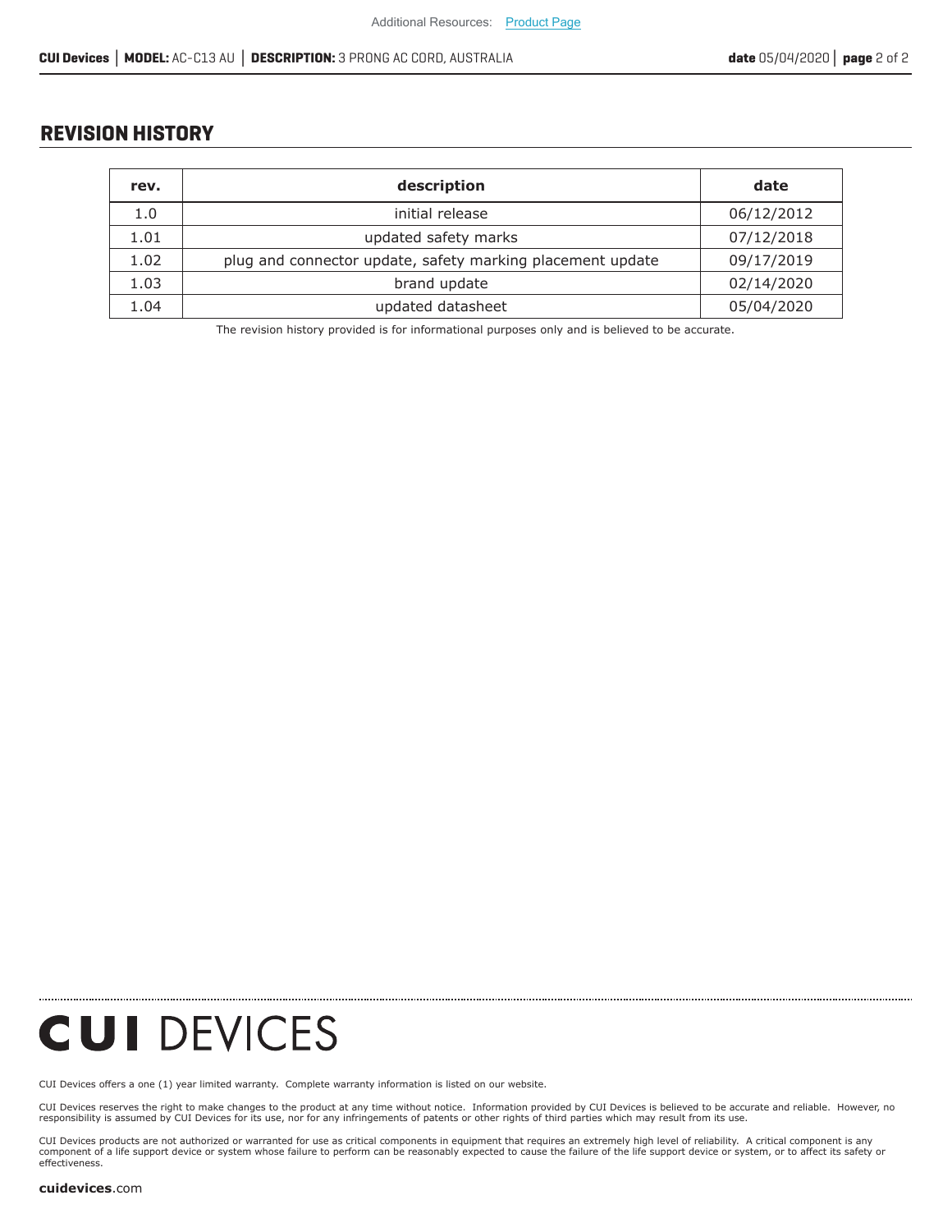## REVISION HISTORY

| rev. | description | date |
|---|---|---|
| 1.0 | initial release | 06/12/2012 |
| 1.01 | updated safety marks | 07/12/2018 |
| 1.02 | plug and connector update, safety marking placement update | 09/17/2019 |
| 1.03 | brand update | 02/14/2020 |
| 1.04 | updated datasheet | 05/04/2020 |

The revision history provided is for informational purposes only and is believed to be accurate.

**CUI** DEVICES

CUI Devices offers a one (1) year limited warranty. Complete warranty information is listed on our website.

CUI Devices reserves the right to make changes to the product at any time without notice. Information provided by CUI Devices is believed to be accurate and reliable. However, no responsibility is assumed by CUI Devices for its use, nor for any infringements of patents or other rights of third parties which may result from its use.

CUI Devices products are not authorized or warranted for use as critical components in equipment that requires an extremely high level of reliability. A critical component is any component of a life support device or system whose failure to perform can be reasonably expected to cause the failure of the life support device or system, or to affect its safety or effectiveness.

**cuidevices**.com